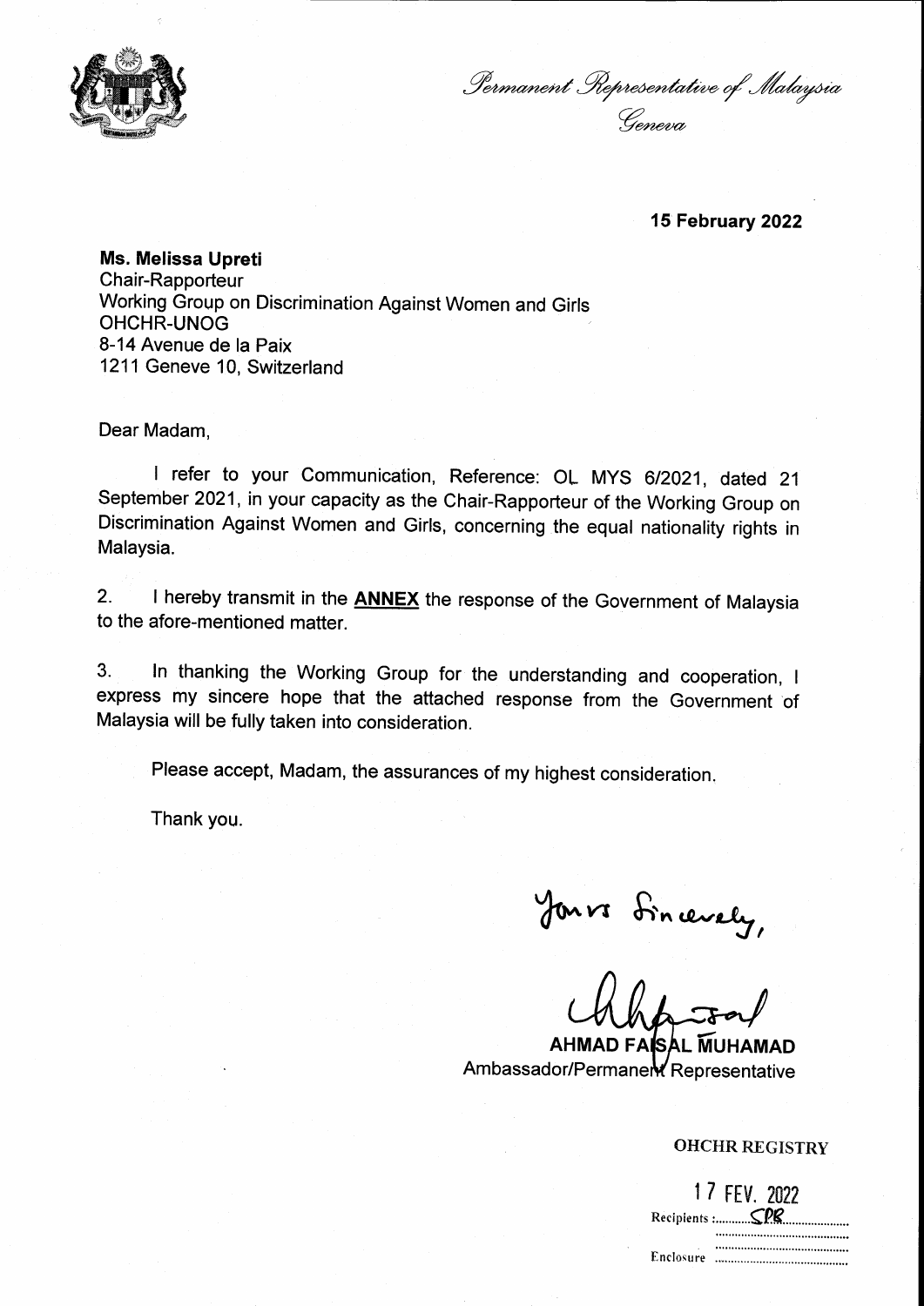*Permanent Representative of Malaysia*
*Geneva*

**15 February 2022**

**Ms. Melissa Upreti**
Chair-Rapporteur
Working Group on Discrimination Against Women and Girls
OHCHR-UNOG
8-14 Avenue de la Paix
1211 Geneve 10, Switzerland

Dear Madam,

I refer to your Communication, Reference: OL MYS 6/2021, dated 21 September 2021, in your capacity as the Chair-Rapporteur of the Working Group on Discrimination Against Women and Girls, concerning the equal nationality rights in Malaysia.

2. I hereby transmit in the **ANNEX** the response of the Government of Malaysia to the afore-mentioned matter.

3. In thanking the Working Group for the understanding and cooperation, I express my sincere hope that the attached response from the Government of Malaysia will be fully taken into consideration.

Please accept, Madam, the assurances of my highest consideration.

Thank you.

Yours Sincerely,

**AHMAD FAISAL MUHAMAD**
Ambassador/Permanent Representative

OHCHR REGISTRY

17 FEV. 2022

Recipients : SPB

Enclosure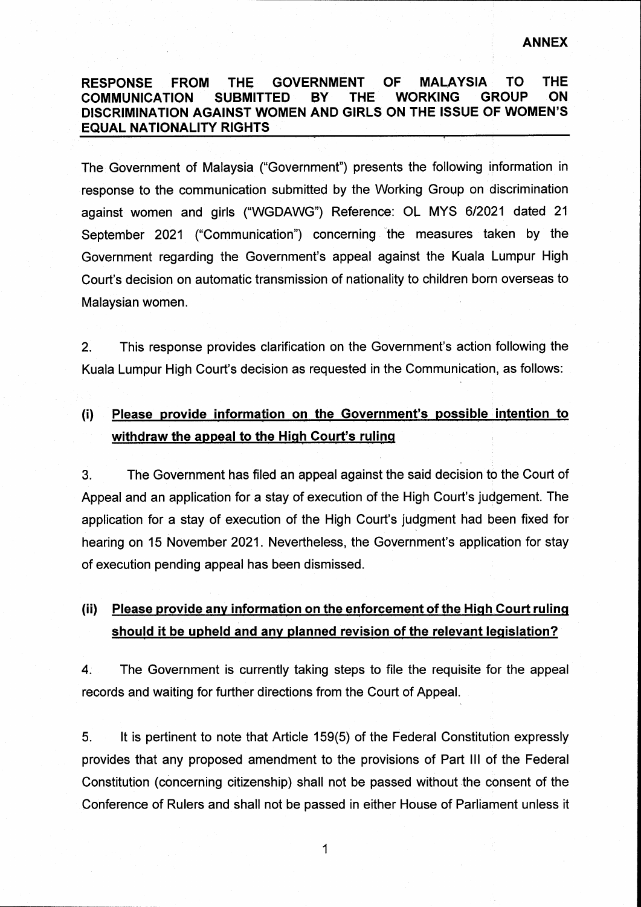**ANNEX**

## RESPONSE FROM THE GOVERNMENT OF MALAYSIA TO THE COMMUNICATION SUBMITTED BY THE WORKING GROUP ON DISCRIMINATION AGAINST WOMEN AND GIRLS ON THE ISSUE OF WOMEN'S EQUAL NATIONALITY RIGHTS

The Government of Malaysia ("Government") presents the following information in response to the communication submitted by the Working Group on discrimination against women and girls ("WGDAWG") Reference: OL MYS 6/2021 dated 21 September 2021 ("Communication") concerning the measures taken by the Government regarding the Government's appeal against the Kuala Lumpur High Court's decision on automatic transmission of nationality to children born overseas to Malaysian women.

2. This response provides clarification on the Government's action following the Kuala Lumpur High Court's decision as requested in the Communication, as follows:

### (i) Please provide information on the Government's possible intention to withdraw the appeal to the High Court's ruling

3. The Government has filed an appeal against the said decision to the Court of Appeal and an application for a stay of execution of the High Court's judgement. The application for a stay of execution of the High Court's judgment had been fixed for hearing on 15 November 2021. Nevertheless, the Government's application for stay of execution pending appeal has been dismissed.

### (ii) Please provide any information on the enforcement of the High Court ruling should it be upheld and any planned revision of the relevant legislation?

4. The Government is currently taking steps to file the requisite for the appeal records and waiting for further directions from the Court of Appeal.

5. It is pertinent to note that Article 159(5) of the Federal Constitution expressly provides that any proposed amendment to the provisions of Part III of the Federal Constitution (concerning citizenship) shall not be passed without the consent of the Conference of Rulers and shall not be passed in either House of Parliament unless it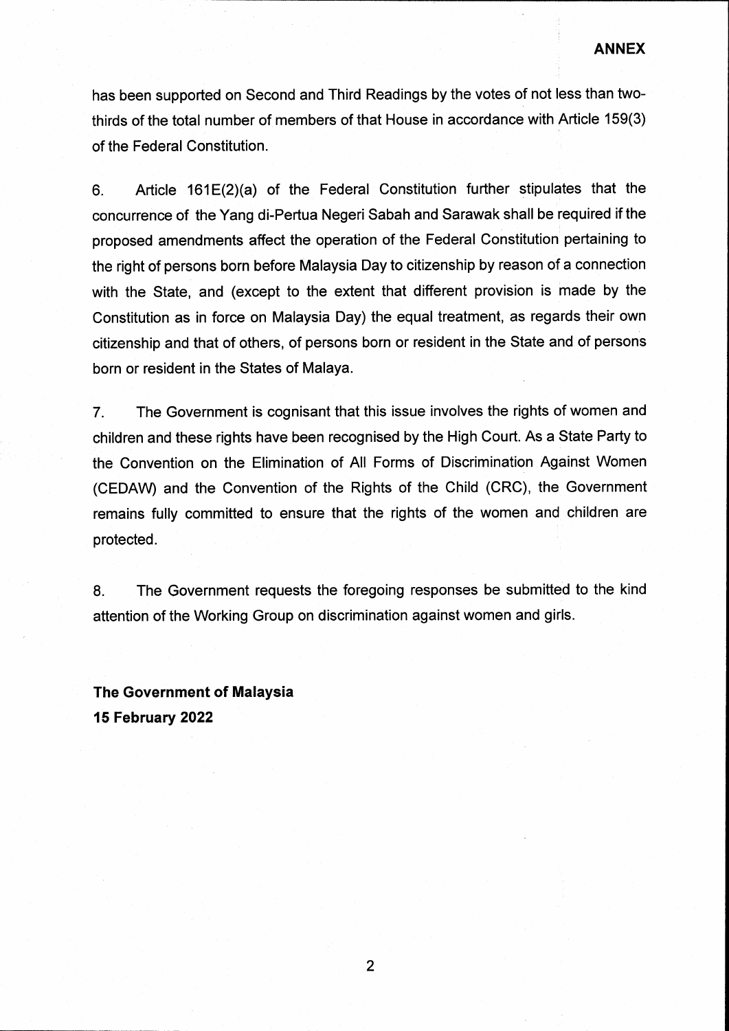**ANNEX**

has been supported on Second and Third Readings by the votes of not less than two-thirds of the total number of members of that House in accordance with Article 159(3) of the Federal Constitution.

6. Article 161E(2)(a) of the Federal Constitution further stipulates that the concurrence of the Yang di-Pertua Negeri Sabah and Sarawak shall be required if the proposed amendments affect the operation of the Federal Constitution pertaining to the right of persons born before Malaysia Day to citizenship by reason of a connection with the State, and (except to the extent that different provision is made by the Constitution as in force on Malaysia Day) the equal treatment, as regards their own citizenship and that of others, of persons born or resident in the State and of persons born or resident in the States of Malaya.

7. The Government is cognisant that this issue involves the rights of women and children and these rights have been recognised by the High Court. As a State Party to the Convention on the Elimination of All Forms of Discrimination Against Women (CEDAW) and the Convention of the Rights of the Child (CRC), the Government remains fully committed to ensure that the rights of the women and children are protected.

8. The Government requests the foregoing responses be submitted to the kind attention of the Working Group on discrimination against women and girls.

**The Government of Malaysia**
**15 February 2022**